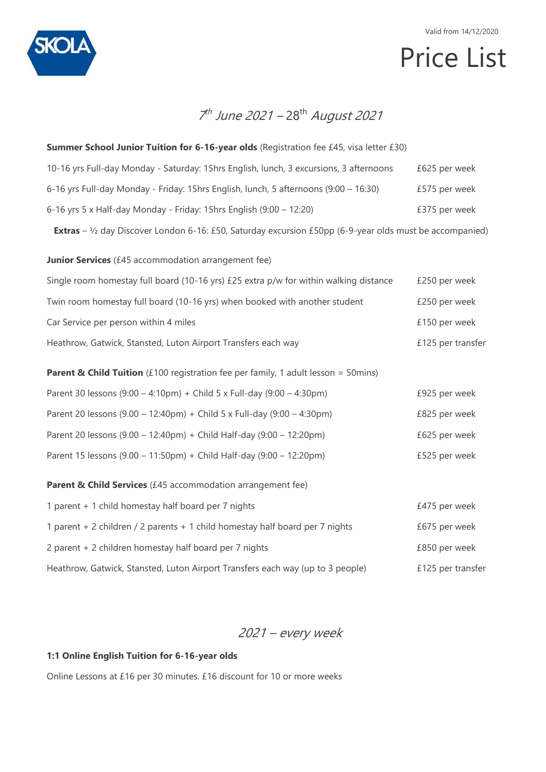SKOLA

Valid from 14/12/2020

# Price List

## *7th June 2021 – 28th August 2021*

**Summer School Junior Tuition for 6-16-year olds** (Registration fee £45, visa letter £30)

| | |
|---|---|
| 10-16 yrs Full-day Monday - Saturday: 15hrs English, lunch, 3 excursions, 3 afternoons | £625 per week |
| 6-16 yrs Full-day Monday - Friday: 15hrs English, lunch, 5 afternoons (9:00 – 16:30) | £575 per week |
| 6-16 yrs 5 x Half-day Monday - Friday: 15hrs English (9:00 – 12:20) | £375 per week |

**Extras** – ½ day Discover London 6-16: £50, Saturday excursion £50pp (6-9-year olds must be accompanied)

**Junior Services** (£45 accommodation arrangement fee)

| | |
|---|---|
| Single room homestay full board (10-16 yrs) £25 extra p/w for within walking distance | £250 per week |
| Twin room homestay full board (10-16 yrs) when booked with another student | £250 per week |
| Car Service per person within 4 miles | £150 per week |
| Heathrow, Gatwick, Stansted, Luton Airport Transfers each way | £125 per transfer |

**Parent & Child Tuition** (£100 registration fee per family, 1 adult lesson = 50mins)

| | |
|---|---|
| Parent 30 lessons (9:00 – 4:10pm) + Child 5 x Full-day (9:00 – 4:30pm) | £925 per week |
| Parent 20 lessons (9.00 – 12:40pm) + Child 5 x Full-day (9:00 – 4:30pm) | £825 per week |
| Parent 20 lessons (9.00 – 12:40pm) + Child Half-day (9:00 – 12:20pm) | £625 per week |
| Parent 15 lessons (9.00 – 11:50pm) + Child Half-day (9:00 – 12:20pm) | £525 per week |

**Parent & Child Services** (£45 accommodation arrangement fee)

| | |
|---|---|
| 1 parent + 1 child homestay half board per 7 nights | £475 per week |
| 1 parent + 2 children / 2 parents + 1 child homestay half board per 7 nights | £675 per week |
| 2 parent + 2 children homestay half board per 7 nights | £850 per week |
| Heathrow, Gatwick, Stansted, Luton Airport Transfers each way (up to 3 people) | £125 per transfer |

## *2021 – every week*

**1:1 Online English Tuition for 6-16-year olds**

Online Lessons at £16 per 30 minutes. £16 discount for 10 or more weeks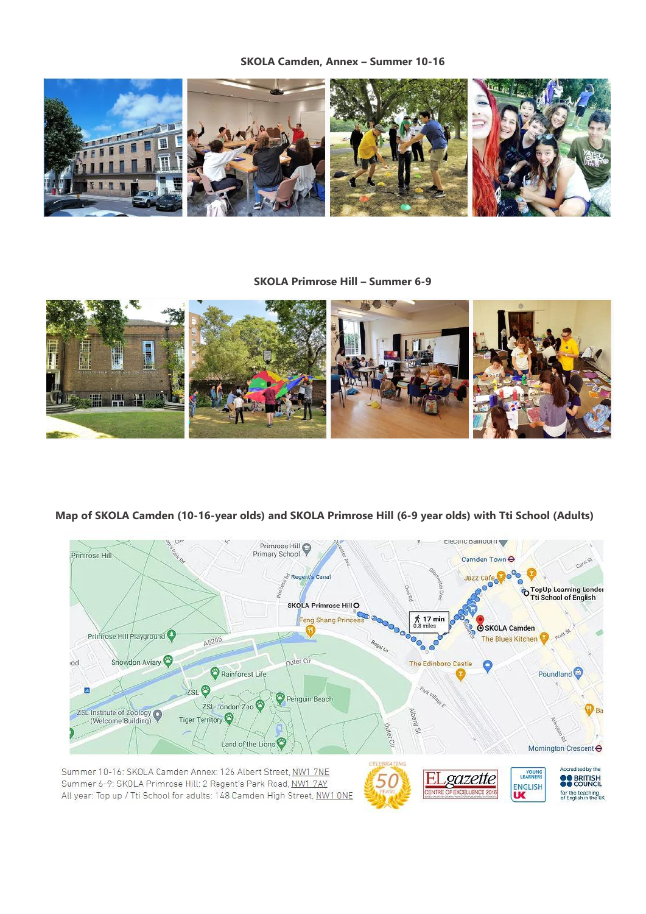**SKOLA Camden, Annex – Summer 10-16**

**SKOLA Primrose Hill – Summer 6-9**

**Map of SKOLA Camden (10-16-year olds) and SKOLA Primrose Hill (6-9 year olds) with Tti School (Adults)**

Summer 10-16: SKOLA Camden Annex: 126 Albert Street, NW1 7NE
Summer 6-9: SKOLA Primrose Hill: 2 Regent's Park Road, NW1 7AY
All year: Top up / Tti School for adults: 148 Camden High Street, NW1 0NE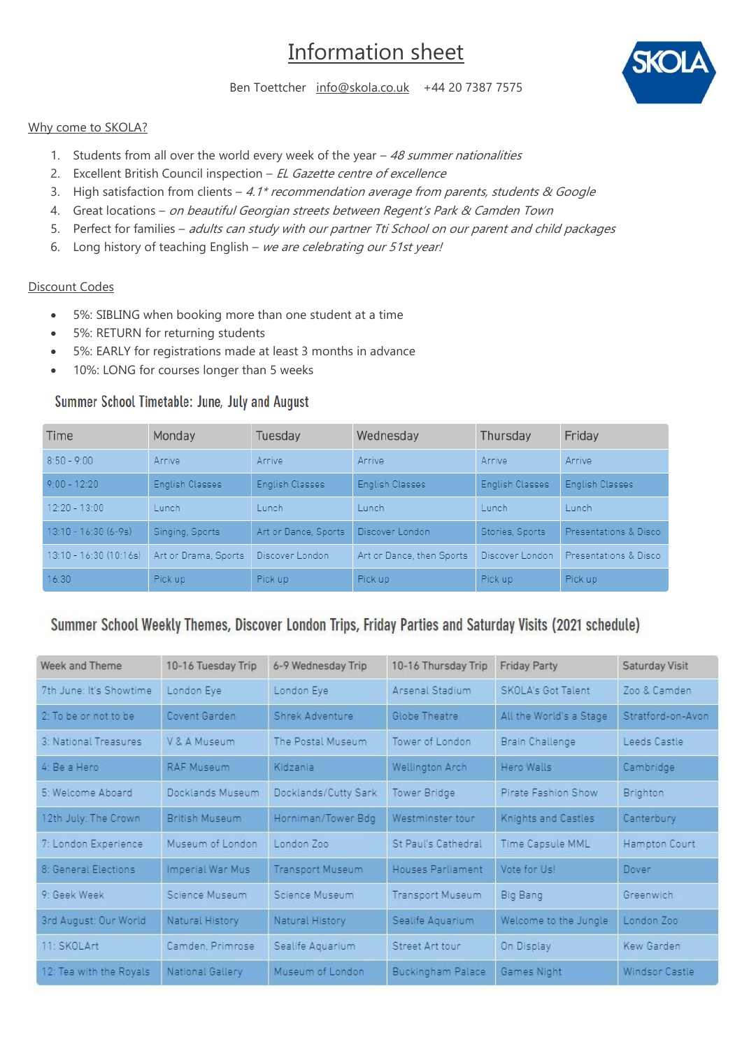# Information sheet

Ben Toettcher info@skola.co.uk +44 20 7387 7575

SKOLA

## Why come to SKOLA?

1. Students from all over the world every week of the year – *48 summer nationalities*
2. Excellent British Council inspection – *EL Gazette centre of excellence*
3. High satisfaction from clients – *4.1\* recommendation average from parents, students & Google*
4. Great locations – *on beautiful Georgian streets between Regent's Park & Camden Town*
5. Perfect for families – *adults can study with our partner Tti School on our parent and child packages*
6. Long history of teaching English – *we are celebrating our 51st year!*

## Discount Codes

- 5%: SIBLING when booking more than one student at a time
- 5%: RETURN for returning students
- 5%: EARLY for registrations made at least 3 months in advance
- 10%: LONG for courses longer than 5 weeks

## Summer School Timetable: June, July and August

| Time | Monday | Tuesday | Wednesday | Thursday | Friday |
|---|---|---|---|---|---|
| 8:50 - 9:00 | Arrive | Arrive | Arrive | Arrive | Arrive |
| 9:00 - 12:20 | English Classes | English Classes | English Classes | English Classes | English Classes |
| 12:20 - 13:00 | Lunch | Lunch | Lunch | Lunch | Lunch |
| 13:10 - 16:30 (6-9s) | Singing, Sports | Art or Dance, Sports | Discover London | Stories, Sports | Presentations & Disco |
| 13:10 - 16:30 (10:16s) | Art or Drama, Sports | Discover London | Art or Dance, then Sports | Discover London | Presentations & Disco |
| 16:30 | Pick up | Pick up | Pick up | Pick up | Pick up |

## Summer School Weekly Themes, Discover London Trips, Friday Parties and Saturday Visits (2021 schedule)

| Week and Theme | 10-16 Tuesday Trip | 6-9 Wednesday Trip | 10-16 Thursday Trip | Friday Party | Saturday Visit |
|---|---|---|---|---|---|
| 7th June: It's Showtime | London Eye | London Eye | Arsenal Stadium | SKOLA's Got Talent | Zoo & Camden |
| 2: To be or not to be | Covent Garden | Shrek Adventure | Globe Theatre | All the World's a Stage | Stratford-on-Avon |
| 3: National Treasures | V & A Museum | The Postal Museum | Tower of London | Brain Challenge | Leeds Castle |
| 4: Be a Hero | RAF Museum | Kidzania | Wellington Arch | Hero Walls | Cambridge |
| 5: Welcome Aboard | Docklands Museum | Docklands/Cutty Sark | Tower Bridge | Pirate Fashion Show | Brighton |
| 12th July: The Crown | British Museum | Horniman/Tower Bdg | Westminster tour | Knights and Castles | Canterbury |
| 7: London Experience | Museum of London | London Zoo | St Paul's Cathedral | Time Capsule MML | Hampton Court |
| 8: General Elections | Imperial War Mus | Transport Museum | Houses Parliament | Vote for Us! | Dover |
| 9: Geek Week | Science Museum | Science Museum | Transport Museum | Big Bang | Greenwich |
| 3rd August: Our World | Natural History | Natural History | Sealife Aquarium | Welcome to the Jungle | London Zoo |
| 11: SKOLArt | Camden, Primrose | Sealife Aquarium | Street Art tour | On Display | Kew Garden |
| 12: Tea with the Royals | National Gallery | Museum of London | Buckingham Palace | Games Night | Windsor Castle |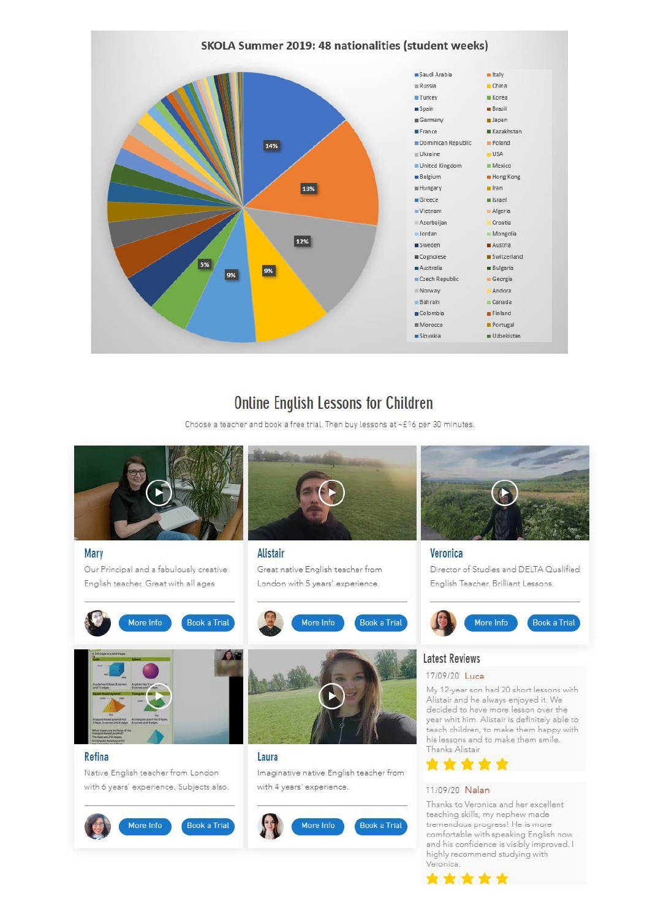SKOLA Summer 2019: 48 nationalities (student weeks)

14%
13%
12%
9%
9%
5%

Saudi Arabia
Italy
Russia
China
Turkey
Korea
Spain
Brazil
Germany
Japan
France
Kazakhstan
Dominican Republic
Poland
Ukraine
USA
United Kingdom
Mexico
Belgium
Hong Kong
Hungary
Iran
Greece
Israel
Vietnam
Algeria
Azerbaijan
Croatia
Jordan
Mongolia
Sweden
Austria
Congolese
Switzerland
Australia
Bulgaria
Czech Republic
Georgia
Norway
Andora
Bahrain
Canada
Colombia
Finland
Morocco
Portugal
Slovakia
Uzbekistan

## Online English Lessons for Children

Choose a teacher and book a free trial. Then buy lessons at ~£16 per 30 minutes.

### Mary

Our Principal and a fabulously creative English teacher. Great with all ages

More Info | Book a Trial

### Alistair

Great native English teacher from London with 5 years' experience.

More Info | Book a Trial

### Veronica

Director of Studies and DELTA Qualified English Teacher. Brilliant Lessons.

More Info | Book a Trial

### Refina

Native English teacher from London with 6 years' experience. Subjects also.

More Info | Book a Trial

### Laura

Imaginative native English teacher from with 4 years' experience.

More Info | Book a Trial

### Latest Reviews

17/09/20 Luca

My 12-year son had 20 short lessons with Alistair and he always enjoyed it. We decided to have more lesson over the year whit him. Alistair is definitely able to teach children, to make them happy with his lessons and to make them smile. Thanks Alistair

★★★★★

11/09/20 Nalan

Thanks to Veronica and her excellent teaching skills, my nephew made tremendous progress! He is more comfortable with speaking English now and his confidence is visibly improved. I highly recommend studying with Veronica.

★★★★★